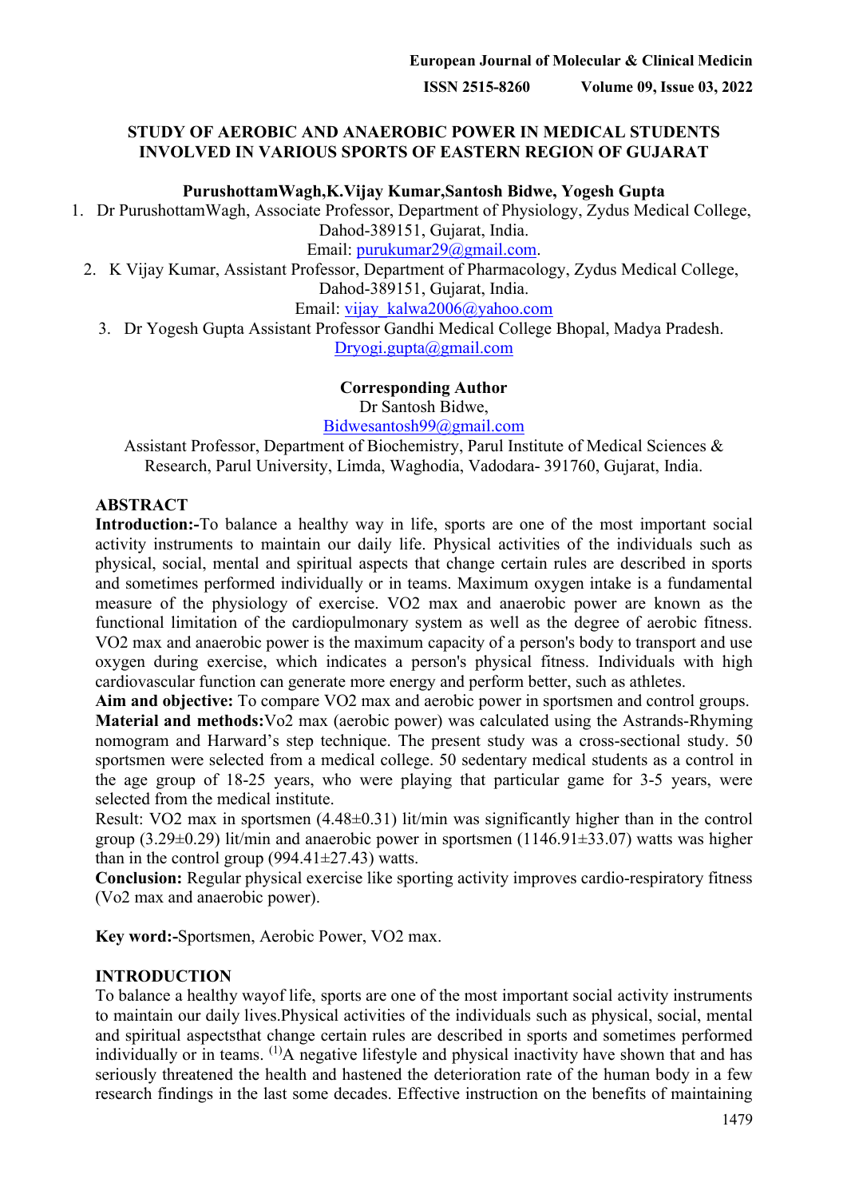# STUDY OF AEROBIC AND ANAEROBIC POWER IN MEDICAL STUDENTS INVOLVED IN VARIOUS SPORTS OF EASTERN REGION OF GUJARAT

**PurushottamWagh,K.Vijay Kumar,Santosh Bidwe, Yogesh Gupta**

1. Dr PurushottamWagh, Associate Professor, Department of Physiology, Zydus Medical College, Dahod-389151, Gujarat, India. Email: purukumar29@gmail.com.
2. K Vijay Kumar, Assistant Professor, Department of Pharmacology, Zydus Medical College, Dahod-389151, Gujarat, India. Email: vijay_kalwa2006@yahoo.com
3. Dr Yogesh Gupta Assistant Professor Gandhi Medical College Bhopal, Madya Pradesh. Dryogi.gupta@gmail.com

**Corresponding Author**

Dr Santosh Bidwe,

Bidwesantosh99@gmail.com

Assistant Professor, Department of Biochemistry, Parul Institute of Medical Sciences & Research, Parul University, Limda, Waghodia, Vadodara- 391760, Gujarat, India.

## ABSTRACT

**Introduction:-**To balance a healthy way in life, sports are one of the most important social activity instruments to maintain our daily life. Physical activities of the individuals such as physical, social, mental and spiritual aspects that change certain rules are described in sports and sometimes performed individually or in teams. Maximum oxygen intake is a fundamental measure of the physiology of exercise. VO2 max and anaerobic power are known as the functional limitation of the cardiopulmonary system as well as the degree of aerobic fitness. VO2 max and anaerobic power is the maximum capacity of a person's body to transport and use oxygen during exercise, which indicates a person's physical fitness. Individuals with high cardiovascular function can generate more energy and perform better, such as athletes.

**Aim and objective:** To compare VO2 max and aerobic power in sportsmen and control groups.

**Material and methods:**Vo2 max (aerobic power) was calculated using the Astrands-Rhyming nomogram and Harward's step technique. The present study was a cross-sectional study. 50 sportsmen were selected from a medical college. 50 sedentary medical students as a control in the age group of 18-25 years, who were playing that particular game for 3-5 years, were selected from the medical institute.

Result: VO2 max in sportsmen (4.48±0.31) lit/min was significantly higher than in the control group (3.29±0.29) lit/min and anaerobic power in sportsmen (1146.91±33.07) watts was higher than in the control group (994.41±27.43) watts.

**Conclusion:** Regular physical exercise like sporting activity improves cardio-respiratory fitness (Vo2 max and anaerobic power).

**Key word:-**Sportsmen, Aerobic Power, VO2 max.

## INTRODUCTION

To balance a healthy wayof life, sports are one of the most important social activity instruments to maintain our daily lives.Physical activities of the individuals such as physical, social, mental and spiritual aspectsthat change certain rules are described in sports and sometimes performed individually or in teams. [1]A negative lifestyle and physical inactivity have shown that and has seriously threatened the health and hastened the deterioration rate of the human body in a few research findings in the last some decades. Effective instruction on the benefits of maintaining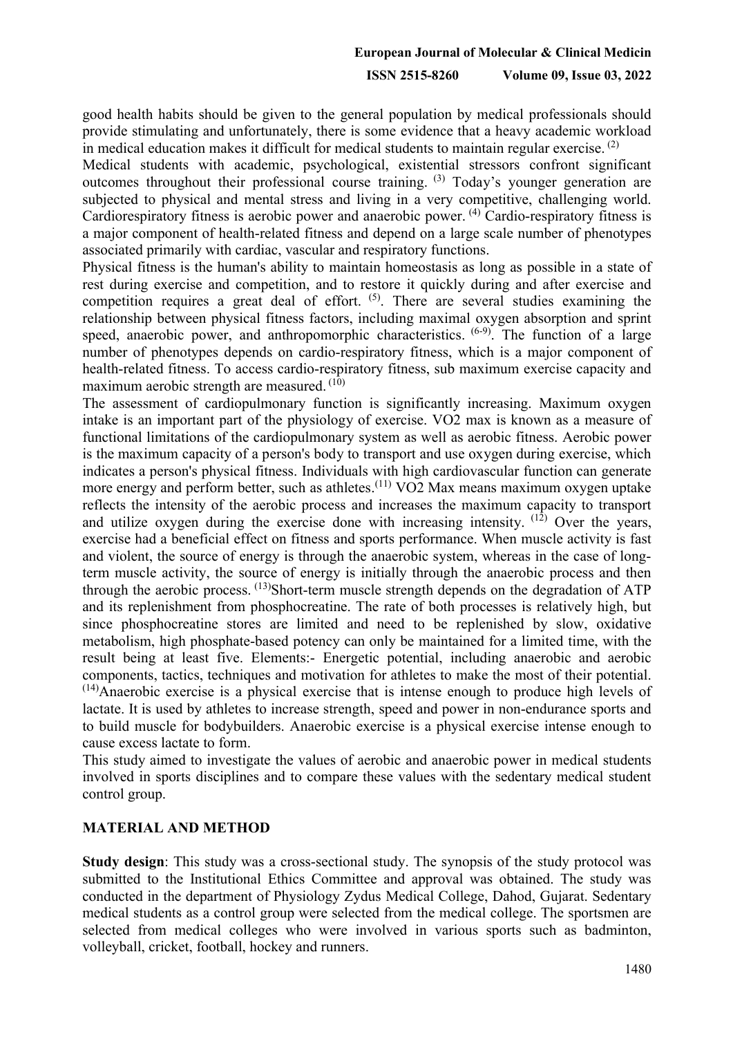good health habits should be given to the general population by medical professionals should provide stimulating and unfortunately, there is some evidence that a heavy academic workload in medical education makes it difficult for medical students to maintain regular exercise. [2]

Medical students with academic, psychological, existential stressors confront significant outcomes throughout their professional course training. [3] Today's younger generation are subjected to physical and mental stress and living in a very competitive, challenging world. Cardiorespiratory fitness is aerobic power and anaerobic power. [4] Cardio-respiratory fitness is a major component of health-related fitness and depend on a large scale number of phenotypes associated primarily with cardiac, vascular and respiratory functions.

Physical fitness is the human's ability to maintain homeostasis as long as possible in a state of rest during exercise and competition, and to restore it quickly during and after exercise and competition requires a great deal of effort. [5]. There are several studies examining the relationship between physical fitness factors, including maximal oxygen absorption and sprint speed, anaerobic power, and anthropomorphic characteristics. [6-9]. The function of a large number of phenotypes depends on cardio-respiratory fitness, which is a major component of health-related fitness. To access cardio-respiratory fitness, sub maximum exercise capacity and maximum aerobic strength are measured. [10]

The assessment of cardiopulmonary function is significantly increasing. Maximum oxygen intake is an important part of the physiology of exercise. VO2 max is known as a measure of functional limitations of the cardiopulmonary system as well as aerobic fitness. Aerobic power is the maximum capacity of a person's body to transport and use oxygen during exercise, which indicates a person's physical fitness. Individuals with high cardiovascular function can generate more energy and perform better, such as athletes.[11] VO2 Max means maximum oxygen uptake reflects the intensity of the aerobic process and increases the maximum capacity to transport and utilize oxygen during the exercise done with increasing intensity. [12] Over the years, exercise had a beneficial effect on fitness and sports performance. When muscle activity is fast and violent, the source of energy is through the anaerobic system, whereas in the case of long-term muscle activity, the source of energy is initially through the anaerobic process and then through the aerobic process. [13]Short-term muscle strength depends on the degradation of ATP and its replenishment from phosphocreatine. The rate of both processes is relatively high, but since phosphocreatine stores are limited and need to be replenished by slow, oxidative metabolism, high phosphate-based potency can only be maintained for a limited time, with the result being at least five. Elements:- Energetic potential, including anaerobic and aerobic components, tactics, techniques and motivation for athletes to make the most of their potential. [14]Anaerobic exercise is a physical exercise that is intense enough to produce high levels of lactate. It is used by athletes to increase strength, speed and power in non-endurance sports and to build muscle for bodybuilders. Anaerobic exercise is a physical exercise intense enough to cause excess lactate to form.

This study aimed to investigate the values of aerobic and anaerobic power in medical students involved in sports disciplines and to compare these values with the sedentary medical student control group.

## MATERIAL AND METHOD

**Study design**: This study was a cross-sectional study. The synopsis of the study protocol was submitted to the Institutional Ethics Committee and approval was obtained. The study was conducted in the department of Physiology Zydus Medical College, Dahod, Gujarat. Sedentary medical students as a control group were selected from the medical college. The sportsmen are selected from medical colleges who were involved in various sports such as badminton, volleyball, cricket, football, hockey and runners.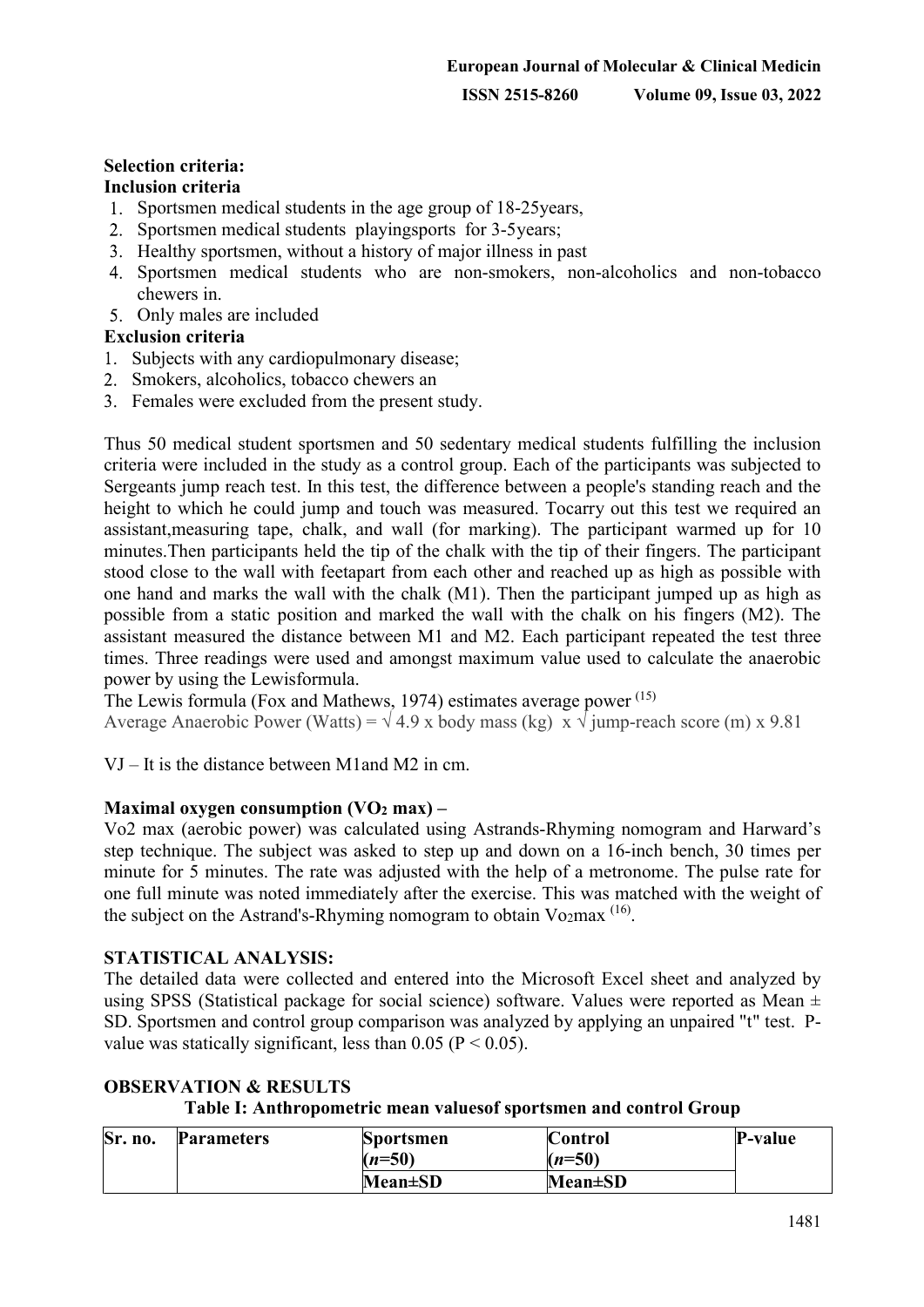**Selection criteria:**

**Inclusion criteria**

1. Sportsmen medical students in the age group of 18-25years,
2. Sportsmen medical students playingsports for 3-5years;
3. Healthy sportsmen, without a history of major illness in past
4. Sportsmen medical students who are non-smokers, non-alcoholics and non-tobacco chewers in.
5. Only males are included

**Exclusion criteria**

1. Subjects with any cardiopulmonary disease;
2. Smokers, alcoholics, tobacco chewers an
3. Females were excluded from the present study.

Thus 50 medical student sportsmen and 50 sedentary medical students fulfilling the inclusion criteria were included in the study as a control group. Each of the participants was subjected to Sergeants jump reach test. In this test, the difference between a people's standing reach and the height to which he could jump and touch was measured. Tocarry out this test we required an assistant,measuring tape, chalk, and wall (for marking). The participant warmed up for 10 minutes.Then participants held the tip of the chalk with the tip of their fingers. The participant stood close to the wall with feetapart from each other and reached up as high as possible with one hand and marks the wall with the chalk (M1). Then the participant jumped up as high as possible from a static position and marked the wall with the chalk on his fingers (M2). The assistant measured the distance between M1 and M2. Each participant repeated the test three times. Three readings were used and amongst maximum value used to calculate the anaerobic power by using the Lewisformula.

The Lewis formula (Fox and Mathews, 1974) estimates average power [15]

Average Anaerobic Power (Watts) = $\sqrt{4.9}$ x body mass (kg) x $\sqrt{\text{jump-reach score (m)}}$ x 9.81

VJ – It is the distance between M1and M2 in cm.

**Maximal oxygen consumption ($VO_2$ max) –**

Vo2 max (aerobic power) was calculated using Astrands-Rhyming nomogram and Harward's step technique. The subject was asked to step up and down on a 16-inch bench, 30 times per minute for 5 minutes. The rate was adjusted with the help of a metronome. The pulse rate for one full minute was noted immediately after the exercise. This was matched with the weight of the subject on the Astrand's-Rhyming nomogram to obtain $Vo_2$max [16].

**STATISTICAL ANALYSIS:**

The detailed data were collected and entered into the Microsoft Excel sheet and analyzed by using SPSS (Statistical package for social science) software. Values were reported as Mean ± SD. Sportsmen and control group comparison was analyzed by applying an unpaired "t" test. P-value was statically significant, less than 0.05 ($P < 0.05$).

**OBSERVATION & RESULTS**

**Table I: Anthropometric mean valuesof sportsmen and control Group**

| Sr. no. | Parameters | Sportsmen (*n*=50) | Control (*n*=50) | P-value |
|---|---|---|---|---|
| | | Mean±SD | Mean±SD | |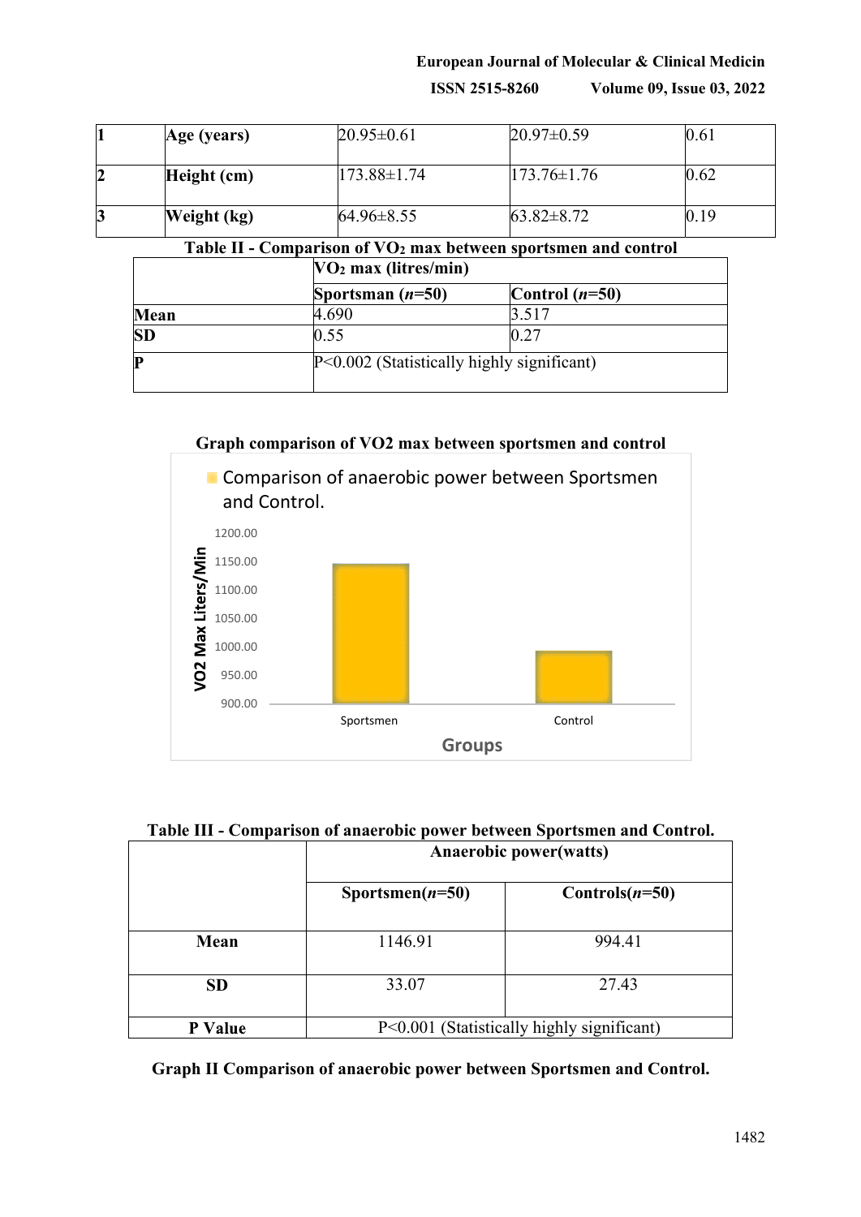| 1 | Age (years) | 20.95±0.61 | 20.97±0.59 | 0.61 |
|---|---|---|---|---|
| 2 | Height (cm) | 173.88±1.74 | 173.76±1.76 | 0.62 |
| 3 | Weight (kg) | 64.96±8.55 | 63.82±8.72 | 0.19 |

**Table II - Comparison of $VO_2$ max between sportsmen and control**

| | $VO_2$ max (litres/min) | |
|---|---|---|
| | Sportsman (*n*=50) | Control (*n*=50) |
| **Mean** | 4.690 | 3.517 |
| **SD** | 0.55 | 0.27 |
| **P** | P<0.002 (Statistically highly significant) | |

**Graph comparison of VO2 max between sportsmen and control**

**Table III - Comparison of anaerobic power between Sportsmen and Control.**

| | Anaerobic power(watts) | |
|---|---|---|
| | Sportsmen(*n*=50) | Controls(*n*=50) |
| **Mean** | 1146.91 | 994.41 |
| **SD** | 33.07 | 27.43 |
| **P Value** | P<0.001 (Statistically highly significant) | |

**Graph II Comparison of anaerobic power between Sportsmen and Control.**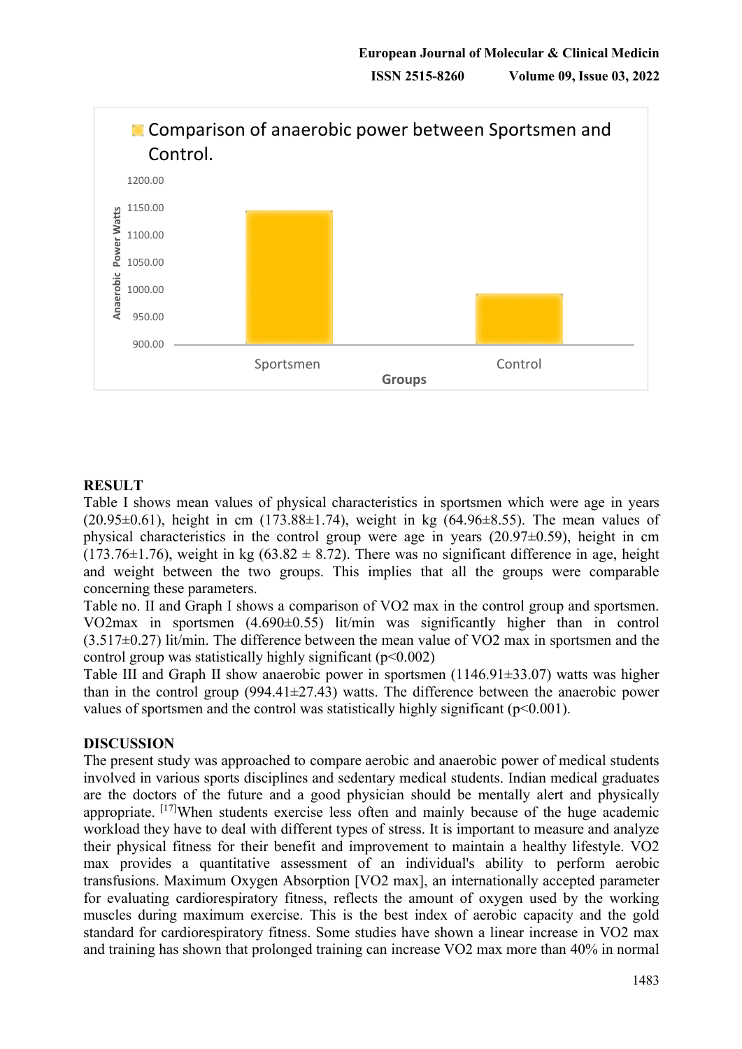Comparison of anaerobic power between Sportsmen and Control.

## RESULT

Table I shows mean values of physical characteristics in sportsmen which were age in years (20.95±0.61), height in cm (173.88±1.74), weight in kg (64.96±8.55). The mean values of physical characteristics in the control group were age in years (20.97±0.59), height in cm (173.76±1.76), weight in kg (63.82 ± 8.72). There was no significant difference in age, height and weight between the two groups. This implies that all the groups were comparable concerning these parameters.

Table no. II and Graph I shows a comparison of VO2 max in the control group and sportsmen. VO2max in sportsmen (4.690±0.55) lit/min was significantly higher than in control (3.517±0.27) lit/min. The difference between the mean value of VO2 max in sportsmen and the control group was statistically highly significant ($p<0.002$)

Table III and Graph II show anaerobic power in sportsmen (1146.91±33.07) watts was higher than in the control group (994.41±27.43) watts. The difference between the anaerobic power values of sportsmen and the control was statistically highly significant ($p<0.001$).

## DISCUSSION

The present study was approached to compare aerobic and anaerobic power of medical students involved in various sports disciplines and sedentary medical students. Indian medical graduates are the doctors of the future and a good physician should be mentally alert and physically appropriate. [17]When students exercise less often and mainly because of the huge academic workload they have to deal with different types of stress. It is important to measure and analyze their physical fitness for their benefit and improvement to maintain a healthy lifestyle. VO2 max provides a quantitative assessment of an individual's ability to perform aerobic transfusions. Maximum Oxygen Absorption [VO2 max], an internationally accepted parameter for evaluating cardiorespiratory fitness, reflects the amount of oxygen used by the working muscles during maximum exercise. This is the best index of aerobic capacity and the gold standard for cardiorespiratory fitness. Some studies have shown a linear increase in VO2 max and training has shown that prolonged training can increase VO2 max more than 40% in normal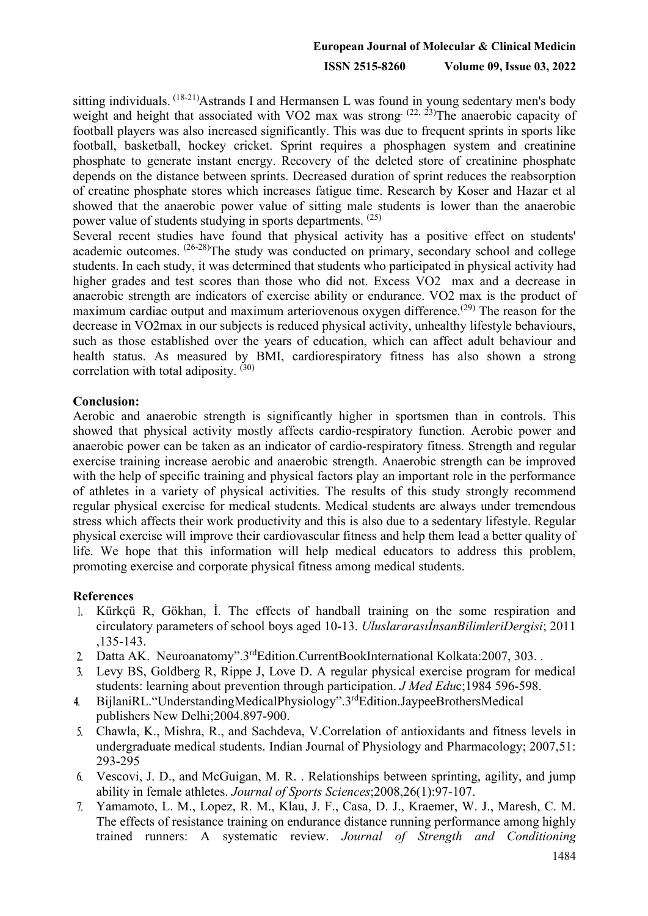sitting individuals. [18-21] Astrands I and Hermansen L was found in young sedentary men's body weight and height that associated with VO2 max was strong. [22, 23] The anaerobic capacity of football players was also increased significantly. This was due to frequent sprints in sports like football, basketball, hockey cricket. Sprint requires a phosphagen system and creatinine phosphate to generate instant energy. Recovery of the deleted store of creatinine phosphate depends on the distance between sprints. Decreased duration of sprint reduces the reabsorption of creatine phosphate stores which increases fatigue time. Research by Koser and Hazar et al showed that the anaerobic power value of sitting male students is lower than the anaerobic power value of students studying in sports departments. [25]

Several recent studies have found that physical activity has a positive effect on students' academic outcomes. [26-28] The study was conducted on primary, secondary school and college students. In each study, it was determined that students who participated in physical activity had higher grades and test scores than those who did not. Excess VO2 max and a decrease in anaerobic strength are indicators of exercise ability or endurance. VO2 max is the product of maximum cardiac output and maximum arteriovenous oxygen difference. [29] The reason for the decrease in VO2max in our subjects is reduced physical activity, unhealthy lifestyle behaviours, such as those established over the years of education, which can affect adult behaviour and health status. As measured by BMI, cardiorespiratory fitness has also shown a strong correlation with total adiposity. [30]

## Conclusion:

Aerobic and anaerobic strength is significantly higher in sportsmen than in controls. This showed that physical activity mostly affects cardio-respiratory function. Aerobic power and anaerobic power can be taken as an indicator of cardio-respiratory fitness. Strength and regular exercise training increase aerobic and anaerobic strength. Anaerobic strength can be improved with the help of specific training and physical factors play an important role in the performance of athletes in a variety of physical activities. The results of this study strongly recommend regular physical exercise for medical students. Medical students are always under tremendous stress which affects their work productivity and this is also due to a sedentary lifestyle. Regular physical exercise will improve their cardiovascular fitness and help them lead a better quality of life. We hope that this information will help medical educators to address this problem, promoting exercise and corporate physical fitness among medical students.

## References

1. Kürkçü R, Gökhan, İ. The effects of handball training on the some respiration and circulatory parameters of school boys aged 10-13. *UluslararasıİnsanBilimleriDergisi*; 2011 ,135-143.
2. Datta AK. Neuroanatomy".3rdEdition.CurrentBookInternational Kolkata:2007, 303. .
3. Levy BS, Goldberg R, Rippe J, Love D. A regular physical exercise program for medical students: learning about prevention through participation. *J Med Edu*c;1984 596-598.
4. BijlaniRL."UnderstandingMedicalPhysiology".3rdEdition.JaypeeBrothersMedical publishers New Delhi;2004.897-900.
5. Chawla, K., Mishra, R., and Sachdeva, V.Correlation of antioxidants and fitness levels in undergraduate medical students. Indian Journal of Physiology and Pharmacology; 2007,51: 293-295
6. Vescovi, J. D., and McGuigan, M. R. . Relationships between sprinting, agility, and jump ability in female athletes. *Journal of Sports Sciences*;2008,26(1):97-107.
7. Yamamoto, L. M., Lopez, R. M., Klau, J. F., Casa, D. J., Kraemer, W. J., Maresh, C. M. The effects of resistance training on endurance distance running performance among highly trained runners: A systematic review. *Journal of Strength and Conditioning*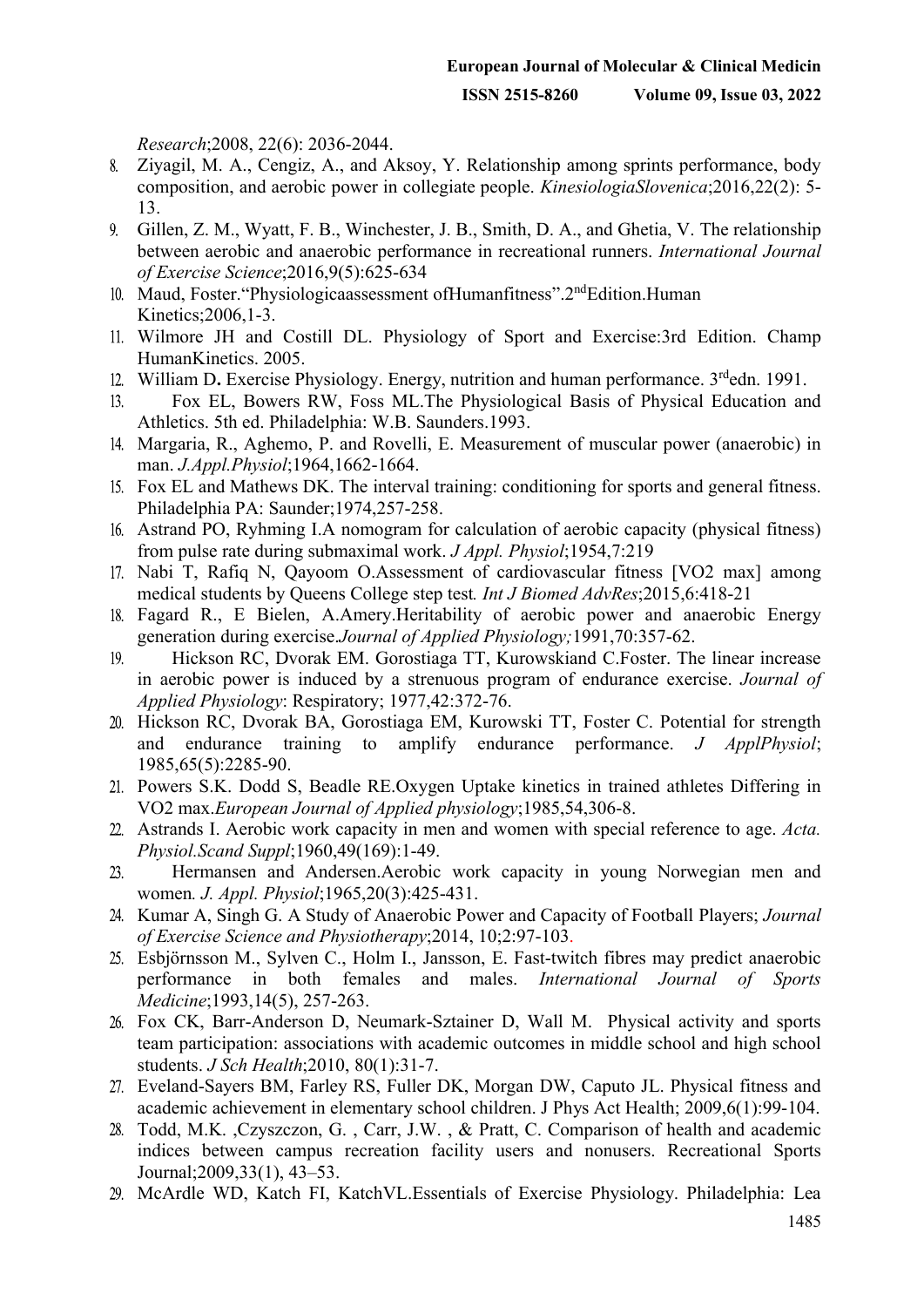*Research*;2008, 22(6): 2036-2044.

8. Ziyagil, M. A., Cengiz, A., and Aksoy, Y. Relationship among sprints performance, body composition, and aerobic power in collegiate people. *KinesiologiaSlovenica*;2016,22(2): 5-13.
9. Gillen, Z. M., Wyatt, F. B., Winchester, J. B., Smith, D. A., and Ghetia, V. The relationship between aerobic and anaerobic performance in recreational runners. *International Journal of Exercise Science*;2016,9(5):625-634
10. Maud, Foster."Physiologicaassessment ofHumanfitness".2[nd]Edition.Human Kinetics;2006,1-3.
11. Wilmore JH and Costill DL. Physiology of Sport and Exercise:3rd Edition. Champ HumanKinetics. 2005.
12. William D**.** Exercise Physiology. Energy, nutrition and human performance. 3[rd]edn. 1991.
13. Fox EL, Bowers RW, Foss ML.The Physiological Basis of Physical Education and Athletics. 5th ed. Philadelphia: W.B. Saunders.1993.
14. Margaria, R., Aghemo, P. and Rovelli, E. Measurement of muscular power (anaerobic) in man. *J.Appl.Physiol*;1964,1662-1664.
15. Fox EL and Mathews DK. The interval training: conditioning for sports and general fitness. Philadelphia PA: Saunder;1974,257-258.
16. Astrand PO, Ryhming I.A nomogram for calculation of aerobic capacity (physical fitness) from pulse rate during submaximal work. *J Appl. Physiol*;1954,7:219
17. Nabi T, Rafiq N, Qayoom O.Assessment of cardiovascular fitness [VO2 max] among medical students by Queens College step test*. Int J Biomed AdvRes*;2015,6:418-21
18. Fagard R., E Bielen, A.Amery.Heritability of aerobic power and anaerobic Energy generation during exercise.*Journal of Applied Physiology;*1991,70:357-62.
19. Hickson RC, Dvorak EM. Gorostiaga TT, Kurowskiand C.Foster. The linear increase in aerobic power is induced by a strenuous program of endurance exercise. *Journal of Applied Physiology*: Respiratory; 1977,42:372-76.
20. Hickson RC, Dvorak BA, Gorostiaga EM, Kurowski TT, Foster C. Potential for strength and endurance training to amplify endurance performance. *J ApplPhysiol*; 1985,65(5):2285-90.
21. Powers S.K. Dodd S, Beadle RE.Oxygen Uptake kinetics in trained athletes Differing in VO2 max.*European Journal of Applied physiology*;1985,54,306-8.
22. Astrands I. Aerobic work capacity in men and women with special reference to age. *Acta. Physiol.Scand Suppl*;1960,49(169):1-49.
23. Hermansen and Andersen.Aerobic work capacity in young Norwegian men and women*. J. Appl. Physiol*;1965,20(3):425-431.
24. Kumar A, Singh G. A Study of Anaerobic Power and Capacity of Football Players; *Journal of Exercise Science and Physiotherapy*;2014, 10;2:97-103.
25. Esbjörnsson M., Sylven C., Holm I., Jansson, E. Fast-twitch fibres may predict anaerobic performance in both females and males. *International Journal of Sports Medicine*;1993,14(5), 257-263.
26. Fox CK, Barr-Anderson D, Neumark-Sztainer D, Wall M. Physical activity and sports team participation: associations with academic outcomes in middle school and high school students. *J Sch Health*;2010, 80(1):31-7.
27. Eveland-Sayers BM, Farley RS, Fuller DK, Morgan DW, Caputo JL. Physical fitness and academic achievement in elementary school children. J Phys Act Health; 2009,6(1):99-104.
28. Todd, M.K. ,Czyszczon, G. , Carr, J.W. , & Pratt, C. Comparison of health and academic indices between campus recreation facility users and nonusers. Recreational Sports Journal;2009,33(1), 43–53.
29. McArdle WD, Katch FI, KatchVL.Essentials of Exercise Physiology. Philadelphia: Lea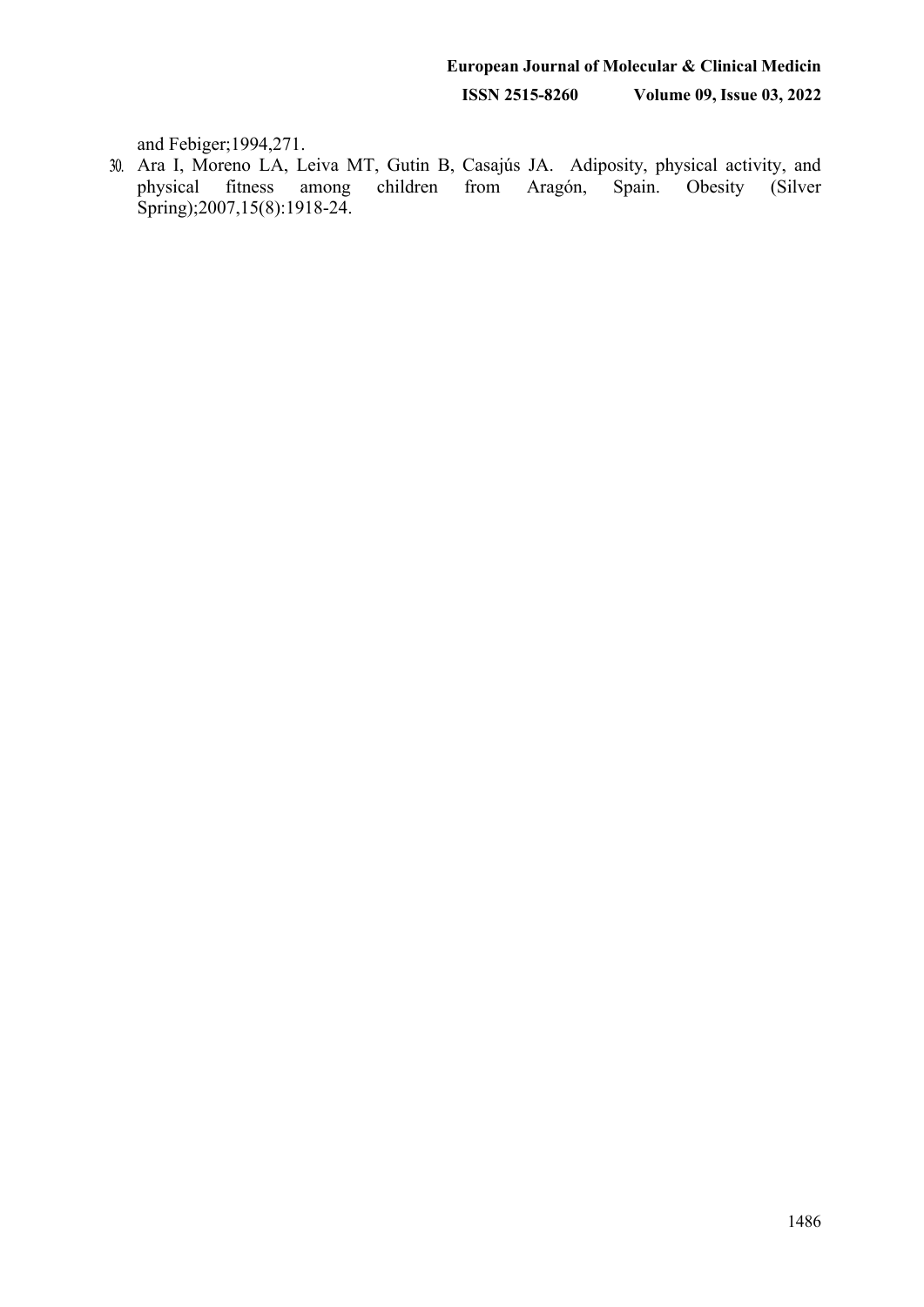and Febiger;1994,271.

30. Ara I, Moreno LA, Leiva MT, Gutin B, Casajús JA. Adiposity, physical activity, and physical fitness among children from Aragón, Spain. Obesity (Silver Spring);2007,15(8):1918-24.